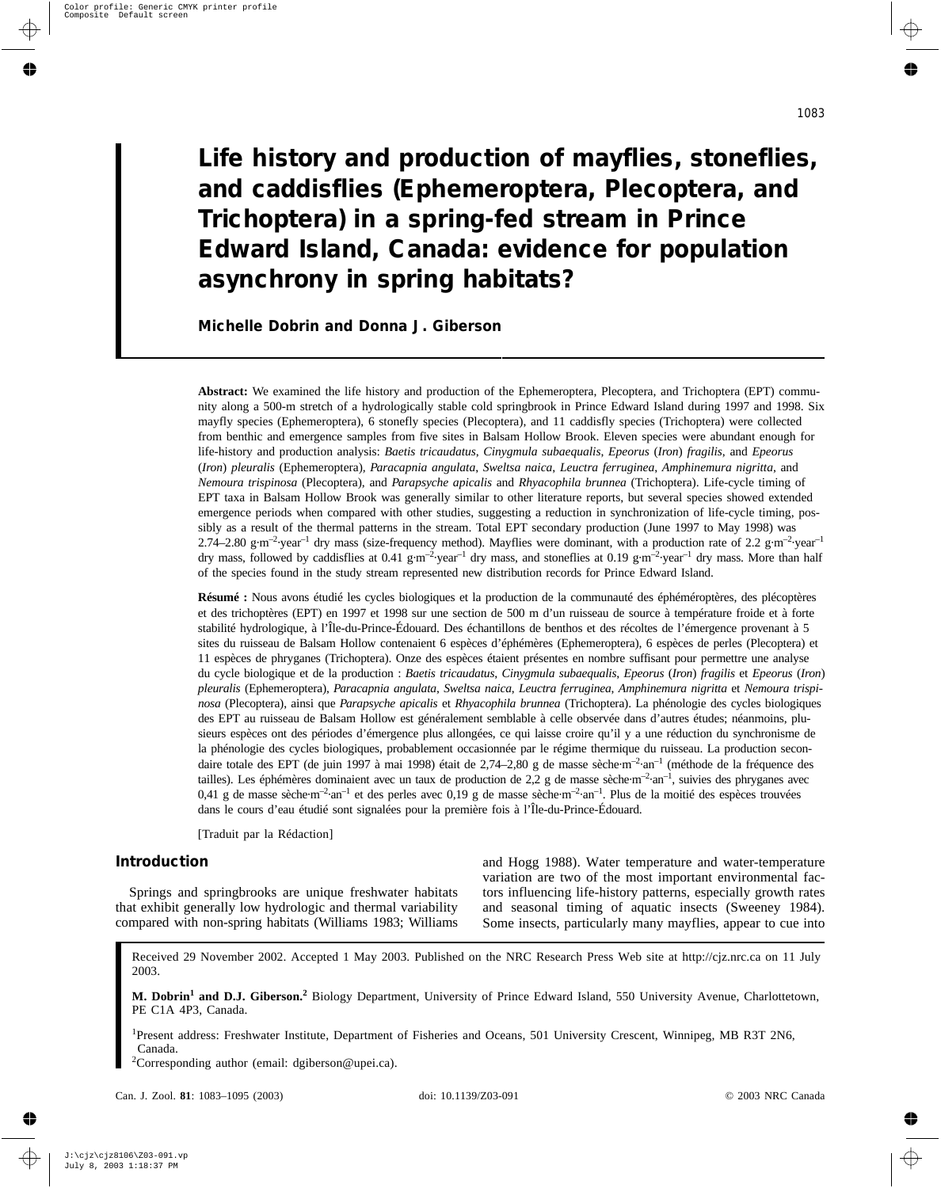# Life history and production of mayflies, stoneflies, and caddisflies (Ephemeroptera, Plecoptera, and Trichoptera) in a spring-fed stream in Prince Edward Island, Canada: evidence for population asynchrony in spring habitats?

**Michelle Dobrin and Donna J. Giberson**

**Abstract:** We examined the life history and production of the Ephemeroptera, Plecoptera, and Trichoptera (EPT) community along a 500-m stretch of a hydrologically stable cold springbrook in Prince Edward Island during 1997 and 1998. Six mayfly species (Ephemeroptera), 6 stonefly species (Plecoptera), and 11 caddisfly species (Trichoptera) were collected from benthic and emergence samples from five sites in Balsam Hollow Brook. Eleven species were abundant enough for life-history and production analysis: *Baetis tricaudatus*, *Cinygmula subaequalis*, *Epeorus* (*Iron*) *fragilis*, and *Epeorus* (*Iron*) *pleuralis* (Ephemeroptera), *Paracapnia angulata*, *Sweltsa naica*, *Leuctra ferruginea*, *Amphinemura nigritta*, and *Nemoura trispinosa* (Plecoptera), and *Parapsyche apicalis* and *Rhyacophila brunnea* (Trichoptera). Life-cycle timing of EPT taxa in Balsam Hollow Brook was generally similar to other literature reports, but several species showed extended emergence periods when compared with other studies, suggesting a reduction in synchronization of life-cycle timing, possibly as a result of the thermal patterns in the stream. Total EPT secondary production (June 1997 to May 1998) was 2.74–2.80 $g \cdot m^{-2} \cdot year^{-1}$ dry mass (size-frequency method). Mayflies were dominant, with a production rate of 2.2 $g \cdot m^{-2} \cdot year^{-1}$ dry mass, followed by caddisflies at 0.41 $g \cdot m^{-2} \cdot year^{-1}$ dry mass, and stoneflies at 0.19 $g \cdot m^{-2} \cdot year^{-1}$ dry mass. More than half of the species found in the study stream represented new distribution records for Prince Edward Island.

**Résumé :** Nous avons étudié les cycles biologiques et la production de la communauté des éphéméroptères, des plécoptères et des trichoptères (EPT) en 1997 et 1998 sur une section de 500 m d'un ruisseau de source à température froide et à forte stabilité hydrologique, à l'Île-du-Prince-Édouard. Des échantillons de benthos et des récoltes de l'émergence provenant à 5 sites du ruisseau de Balsam Hollow contenaient 6 espèces d'éphémères (Ephemeroptera), 6 espèces de perles (Plecoptera) et 11 espèces de phryganes (Trichoptera). Onze des espèces étaient présentes en nombre suffisant pour permettre une analyse du cycle biologique et de la production : *Baetis tricaudatus*, *Cinygmula subaequalis*, *Epeorus* (*Iron*) *fragilis* et *Epeorus* (*Iron*) *pleuralis* (Ephemeroptera), *Paracapnia angulata*, *Sweltsa naica*, *Leuctra ferruginea*, *Amphinemura nigritta* et *Nemoura trispinosa* (Plecoptera), ainsi que *Parapsyche apicalis* et *Rhyacophila brunnea* (Trichoptera). La phénologie des cycles biologiques des EPT au ruisseau de Balsam Hollow est généralement semblable à celle observée dans d'autres études; néanmoins, plusieurs espèces ont des périodes d'émergence plus allongées, ce qui laisse croire qu'il y a une réduction du synchronisme de la phénologie des cycles biologiques, probablement occasionnée par le régime thermique du ruisseau. La production secondaire totale des EPT (de juin 1997 à mai 1998) était de 2,74–2,80 g de masse sèche$\cdot m^{-2} \cdot an^{-1}$ (méthode de la fréquence des tailles). Les éphémères dominaient avec un taux de production de 2,2 g de masse sèche$\cdot m^{-2} \cdot an^{-1}$, suivies des phryganes avec 0,41 g de masse sèche$\cdot m^{-2} \cdot an^{-1}$ et des perles avec 0,19 g de masse sèche$\cdot m^{-2} \cdot an^{-1}$. Plus de la moitié des espèces trouvées dans le cours d'eau étudié sont signalées pour la première fois à l'Île-du-Prince-Édouard.

[Traduit par la Rédaction]

## Introduction

Springs and springbrooks are unique freshwater habitats that exhibit generally low hydrologic and thermal variability compared with non-spring habitats (Williams 1983; Williams and Hogg 1988). Water temperature and water-temperature variation are two of the most important environmental factors influencing life-history patterns, especially growth rates and seasonal timing of aquatic insects (Sweeney 1984). Some insects, particularly many mayflies, appear to cue into

Received 29 November 2002. Accepted 1 May 2003. Published on the NRC Research Press Web site at http://cjz.nrc.ca on 11 July 2003.

**M. Dobrin[1] and D.J. Giberson.[2]** Biology Department, University of Prince Edward Island, 550 University Avenue, Charlottetown, PE C1A 4P3, Canada.

[1]Present address: Freshwater Institute, Department of Fisheries and Oceans, 501 University Crescent, Winnipeg, MB R3T 2N6, Canada.

[2]Corresponding author (email: dgiberson@upei.ca).

doi: 10.1139/Z03-091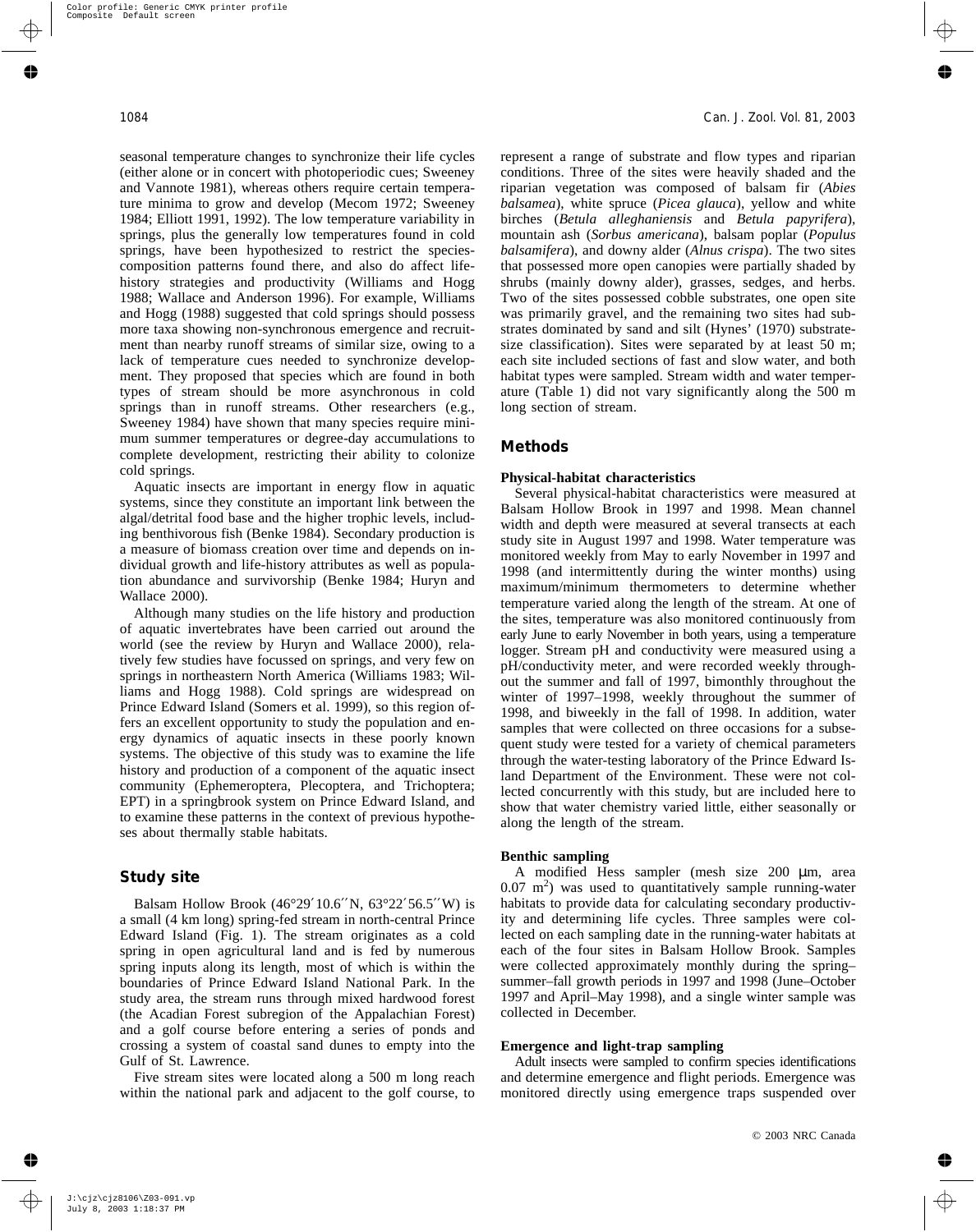seasonal temperature changes to synchronize their life cycles (either alone or in concert with photoperiodic cues; Sweeney and Vannote 1981), whereas others require certain temperature minima to grow and develop (Mecom 1972; Sweeney 1984; Elliott 1991, 1992). The low temperature variability in springs, plus the generally low temperatures found in cold springs, have been hypothesized to restrict the species-composition patterns found there, and also do affect life-history strategies and productivity (Williams and Hogg 1988; Wallace and Anderson 1996). For example, Williams and Hogg (1988) suggested that cold springs should possess more taxa showing non-synchronous emergence and recruitment than nearby runoff streams of similar size, owing to a lack of temperature cues needed to synchronize development. They proposed that species which are found in both types of stream should be more asynchronous in cold springs than in runoff streams. Other researchers (e.g., Sweeney 1984) have shown that many species require minimum summer temperatures or degree-day accumulations to complete development, restricting their ability to colonize cold springs.

Aquatic insects are important in energy flow in aquatic systems, since they constitute an important link between the algal/detrital food base and the higher trophic levels, including benthivorous fish (Benke 1984). Secondary production is a measure of biomass creation over time and depends on individual growth and life-history attributes as well as population abundance and survivorship (Benke 1984; Huryn and Wallace 2000).

Although many studies on the life history and production of aquatic invertebrates have been carried out around the world (see the review by Huryn and Wallace 2000), relatively few studies have focussed on springs, and very few on springs in northeastern North America (Williams 1983; Williams and Hogg 1988). Cold springs are widespread on Prince Edward Island (Somers et al. 1999), so this region offers an excellent opportunity to study the population and energy dynamics of aquatic insects in these poorly known systems. The objective of this study was to examine the life history and production of a component of the aquatic insect community (Ephemeroptera, Plecoptera, and Trichoptera; EPT) in a springbrook system on Prince Edward Island, and to examine these patterns in the context of previous hypotheses about thermally stable habitats.

## Study site

Balsam Hollow Brook (46°29′10.6′′N, 63°22′56.5′′W) is a small (4 km long) spring-fed stream in north-central Prince Edward Island (Fig. 1). The stream originates as a cold spring in open agricultural land and is fed by numerous spring inputs along its length, most of which is within the boundaries of Prince Edward Island National Park. In the study area, the stream runs through mixed hardwood forest (the Acadian Forest subregion of the Appalachian Forest) and a golf course before entering a series of ponds and crossing a system of coastal sand dunes to empty into the Gulf of St. Lawrence.

Five stream sites were located along a 500 m long reach within the national park and adjacent to the golf course, to represent a range of substrate and flow types and riparian conditions. Three of the sites were heavily shaded and the riparian vegetation was composed of balsam fir (*Abies balsamea*), white spruce (*Picea glauca*), yellow and white birches (*Betula alleghaniensis* and *Betula papyrifera*), mountain ash (*Sorbus americana*), balsam poplar (*Populus balsamifera*), and downy alder (*Alnus crispa*). The two sites that possessed more open canopies were partially shaded by shrubs (mainly downy alder), grasses, sedges, and herbs. Two of the sites possessed cobble substrates, one open site was primarily gravel, and the remaining two sites had substrates dominated by sand and silt (Hynes' (1970) substrate-size classification). Sites were separated by at least 50 m; each site included sections of fast and slow water, and both habitat types were sampled. Stream width and water temperature (Table 1) did not vary significantly along the 500 m long section of stream.

## Methods

### Physical-habitat characteristics

Several physical-habitat characteristics were measured at Balsam Hollow Brook in 1997 and 1998. Mean channel width and depth were measured at several transects at each study site in August 1997 and 1998. Water temperature was monitored weekly from May to early November in 1997 and 1998 (and intermittently during the winter months) using maximum/minimum thermometers to determine whether temperature varied along the length of the stream. At one of the sites, temperature was also monitored continuously from early June to early November in both years, using a temperature logger. Stream pH and conductivity were measured using a pH/conductivity meter, and were recorded weekly throughout the summer and fall of 1997, bimonthly throughout the winter of 1997–1998, weekly throughout the summer of 1998, and biweekly in the fall of 1998. In addition, water samples that were collected on three occasions for a subsequent study were tested for a variety of chemical parameters through the water-testing laboratory of the Prince Edward Island Department of the Environment. These were not collected concurrently with this study, but are included here to show that water chemistry varied little, either seasonally or along the length of the stream.

### Benthic sampling

A modified Hess sampler (mesh size 200 μm, area 0.07 $m^2$) was used to quantitatively sample running-water habitats to provide data for calculating secondary productivity and determining life cycles. Three samples were collected on each sampling date in the running-water habitats at each of the four sites in Balsam Hollow Brook. Samples were collected approximately monthly during the spring–summer–fall growth periods in 1997 and 1998 (June–October 1997 and April–May 1998), and a single winter sample was collected in December.

### Emergence and light-trap sampling

Adult insects were sampled to confirm species identifications and determine emergence and flight periods. Emergence was monitored directly using emergence traps suspended over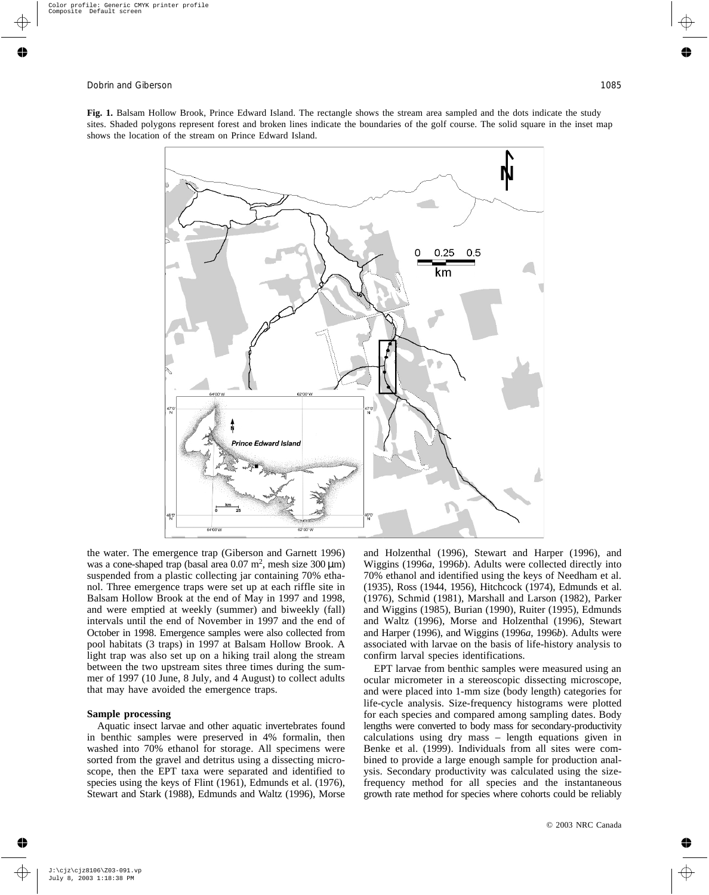**Fig. 1.** Balsam Hollow Brook, Prince Edward Island. The rectangle shows the stream area sampled and the dots indicate the study sites. Shaded polygons represent forest and broken lines indicate the boundaries of the golf course. The solid square in the inset map shows the location of the stream on Prince Edward Island.

the water. The emergence trap (Giberson and Garnett 1996) was a cone-shaped trap (basal area 0.07 m$^2$, mesh size 300 μm) suspended from a plastic collecting jar containing 70% ethanol. Three emergence traps were set up at each riffle site in Balsam Hollow Brook at the end of May in 1997 and 1998, and were emptied at weekly (summer) and biweekly (fall) intervals until the end of November in 1997 and the end of October in 1998. Emergence samples were also collected from pool habitats (3 traps) in 1997 at Balsam Hollow Brook. A light trap was also set up on a hiking trail along the stream between the two upstream sites three times during the summer of 1997 (10 June, 8 July, and 4 August) to collect adults that may have avoided the emergence traps.

### Sample processing

Aquatic insect larvae and other aquatic invertebrates found in benthic samples were preserved in 4% formalin, then washed into 70% ethanol for storage. All specimens were sorted from the gravel and detritus using a dissecting microscope, then the EPT taxa were separated and identified to species using the keys of Flint (1961), Edmunds et al. (1976), Stewart and Stark (1988), Edmunds and Waltz (1996), Morse and Holzenthal (1996), Stewart and Harper (1996), and Wiggins (1996*a*, 1996*b*). Adults were collected directly into 70% ethanol and identified using the keys of Needham et al. (1935), Ross (1944, 1956), Hitchcock (1974), Edmunds et al. (1976), Schmid (1981), Marshall and Larson (1982), Parker and Wiggins (1985), Burian (1990), Ruiter (1995), Edmunds and Waltz (1996), Morse and Holzenthal (1996), Stewart and Harper (1996), and Wiggins (1996*a*, 1996*b*). Adults were associated with larvae on the basis of life-history analysis to confirm larval species identifications.

EPT larvae from benthic samples were measured using an ocular micrometer in a stereoscopic dissecting microscope, and were placed into 1-mm size (body length) categories for life-cycle analysis. Size-frequency histograms were plotted for each species and compared among sampling dates. Body lengths were converted to body mass for secondary-productivity calculations using dry mass – length equations given in Benke et al. (1999). Individuals from all sites were combined to provide a large enough sample for production analysis. Secondary productivity was calculated using the size-frequency method for all species and the instantaneous growth rate method for species where cohorts could be reliably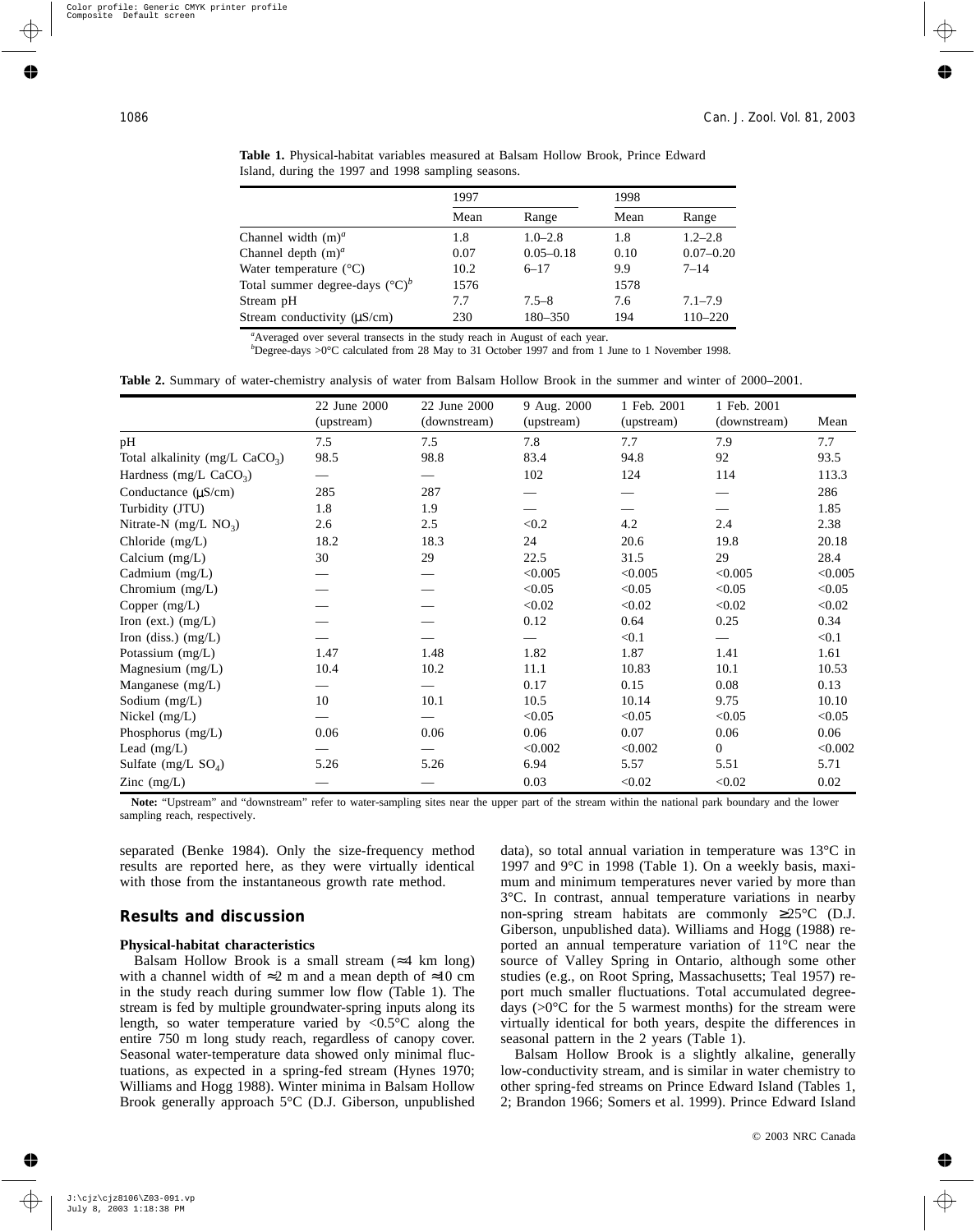**Table 1.** Physical-habitat variables measured at Balsam Hollow Brook, Prince Edward Island, during the 1997 and 1998 sampling seasons.

| | 1997 | | 1998 | |
|---|---|---|---|---|
| | Mean | Range | Mean | Range |
| Channel width (m)[a] | 1.8 | 1.0–2.8 | 1.8 | 1.2–2.8 |
| Channel depth (m)[a] | 0.07 | 0.05–0.18 | 0.10 | 0.07–0.20 |
| Water temperature (°C) | 10.2 | 6–17 | 9.9 | 7–14 |
| Total summer degree-days (°C)[b] | 1576 | | 1578 | |
| Stream pH | 7.7 | 7.5–8 | 7.6 | 7.1–7.9 |
| Stream conductivity (μS/cm) | 230 | 180–350 | 194 | 110–220 |

[a]Averaged over several transects in the study reach in August of each year.
[b]Degree-days >0°C calculated from 28 May to 31 October 1997 and from 1 June to 1 November 1998.

**Table 2.** Summary of water-chemistry analysis of water from Balsam Hollow Brook in the summer and winter of 2000–2001.

| | 22 June 2000 (upstream) | 22 June 2000 (downstream) | 9 Aug. 2000 (upstream) | 1 Feb. 2001 (upstream) | 1 Feb. 2001 (downstream) | Mean |
|---|---|---|---|---|---|---|
| pH | 7.5 | 7.5 | 7.8 | 7.7 | 7.9 | 7.7 |
| Total alkalinity (mg/L $CaCO_3$) | 98.5 | 98.8 | 83.4 | 94.8 | 92 | 93.5 |
| Hardness (mg/L $CaCO_3$) | — | — | 102 | 124 | 114 | 113.3 |
| Conductance (μS/cm) | 285 | 287 | — | — | — | 286 |
| Turbidity (JTU) | 1.8 | 1.9 | — | — | — | 1.85 |
| Nitrate-N (mg/L $NO_3$) | 2.6 | 2.5 | <0.2 | 4.2 | 2.4 | 2.38 |
| Chloride (mg/L) | 18.2 | 18.3 | 24 | 20.6 | 19.8 | 20.18 |
| Calcium (mg/L) | 30 | 29 | 22.5 | 31.5 | 29 | 28.4 |
| Cadmium (mg/L) | — | — | <0.005 | <0.005 | <0.005 | <0.005 |
| Chromium (mg/L) | — | — | <0.05 | <0.05 | <0.05 | <0.05 |
| Copper (mg/L) | — | — | <0.02 | <0.02 | <0.02 | <0.02 |
| Iron (ext.) (mg/L) | — | — | 0.12 | 0.64 | 0.25 | 0.34 |
| Iron (diss.) (mg/L) | — | — | — | <0.1 | — | <0.1 |
| Potassium (mg/L) | 1.47 | 1.48 | 1.82 | 1.87 | 1.41 | 1.61 |
| Magnesium (mg/L) | 10.4 | 10.2 | 11.1 | 10.83 | 10.1 | 10.53 |
| Manganese (mg/L) | — | — | 0.17 | 0.15 | 0.08 | 0.13 |
| Sodium (mg/L) | 10 | 10.1 | 10.5 | 10.14 | 9.75 | 10.10 |
| Nickel (mg/L) | — | — | <0.05 | <0.05 | <0.05 | <0.05 |
| Phosphorus (mg/L) | 0.06 | 0.06 | 0.06 | 0.07 | 0.06 | 0.06 |
| Lead (mg/L) | — | — | <0.002 | <0.002 | 0 | <0.002 |
| Sulfate (mg/L $SO_4$) | 5.26 | 5.26 | 6.94 | 5.57 | 5.51 | 5.71 |
| Zinc (mg/L) | — | — | 0.03 | <0.02 | <0.02 | 0.02 |

**Note:** "Upstream" and "downstream" refer to water-sampling sites near the upper part of the stream within the national park boundary and the lower sampling reach, respectively.

separated (Benke 1984). Only the size-frequency method results are reported here, as they were virtually identical with those from the instantaneous growth rate method.

## Results and discussion

### Physical-habitat characteristics

Balsam Hollow Brook is a small stream (≈4 km long) with a channel width of ≈2 m and a mean depth of ≈10 cm in the study reach during summer low flow (Table 1). The stream is fed by multiple groundwater-spring inputs along its length, so water temperature varied by <0.5°C along the entire 750 m long study reach, regardless of canopy cover. Seasonal water-temperature data showed only minimal fluctuations, as expected in a spring-fed stream (Hynes 1970; Williams and Hogg 1988). Winter minima in Balsam Hollow Brook generally approach 5°C (D.J. Giberson, unpublished data), so total annual variation in temperature was 13°C in 1997 and 9°C in 1998 (Table 1). On a weekly basis, maximum and minimum temperatures never varied by more than 3°C. In contrast, annual temperature variations in nearby non-spring stream habitats are commonly ≥25°C (D.J. Giberson, unpublished data). Williams and Hogg (1988) reported an annual temperature variation of 11°C near the source of Valley Spring in Ontario, although some other studies (e.g., on Root Spring, Massachusetts; Teal 1957) report much smaller fluctuations. Total accumulated degree-days (>0°C for the 5 warmest months) for the stream were virtually identical for both years, despite the differences in seasonal pattern in the 2 years (Table 1).

Balsam Hollow Brook is a slightly alkaline, generally low-conductivity stream, and is similar in water chemistry to other spring-fed streams on Prince Edward Island (Tables 1, 2; Brandon 1966; Somers et al. 1999). Prince Edward Island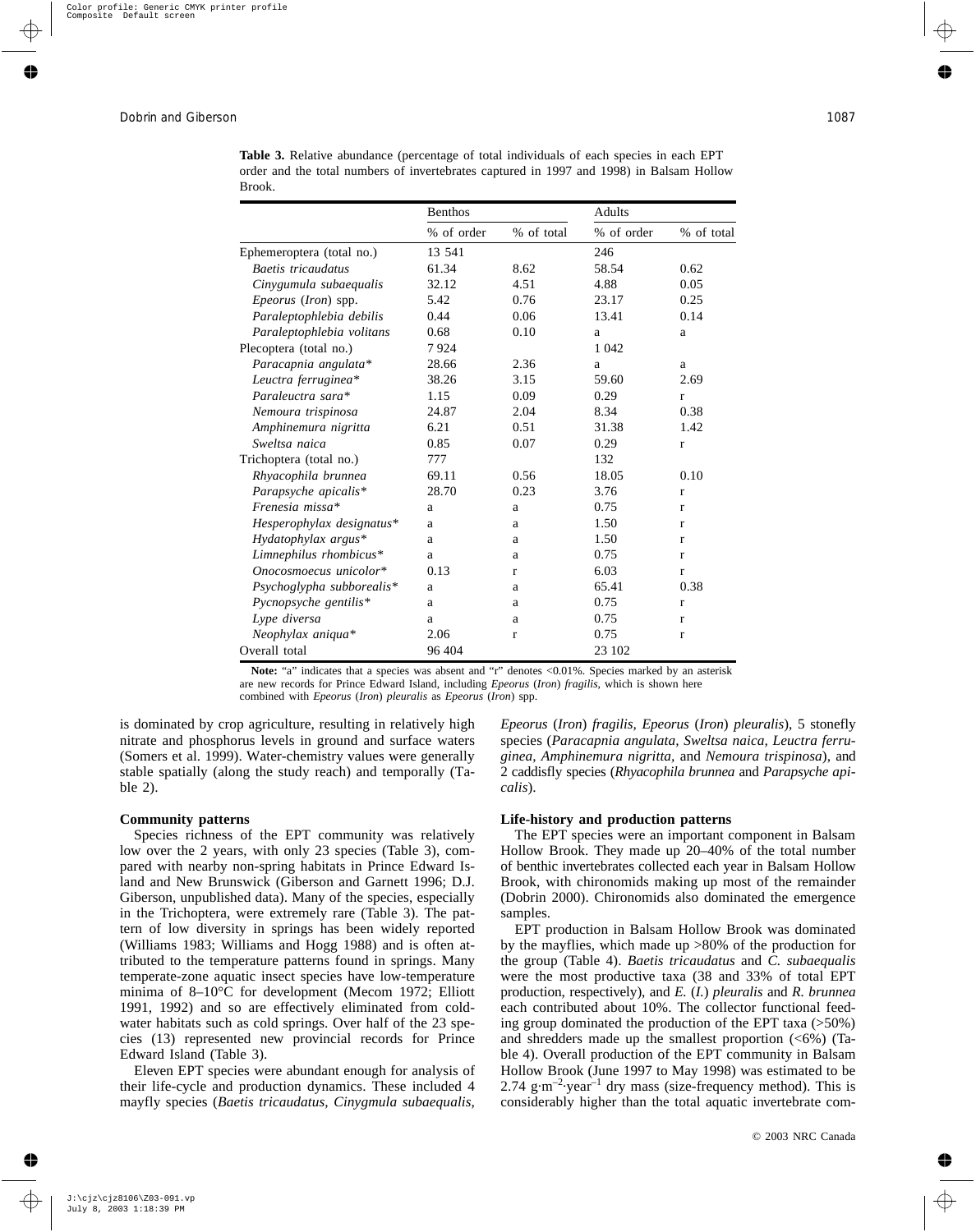**Table 3.** Relative abundance (percentage of total individuals of each species in each EPT order and the total numbers of invertebrates captured in 1997 and 1998) in Balsam Hollow Brook.

| | Benthos | | Adults | |
|---|---|---|---|---|
| | % of order | % of total | % of order | % of total |
| Ephemeroptera (total no.) | 13 541 | | 246 | |
| *Baetis tricaudatus* | 61.34 | 8.62 | 58.54 | 0.62 |
| *Cinygumula subaequalis* | 32.12 | 4.51 | 4.88 | 0.05 |
| *Epeorus* (*Iron*) spp. | 5.42 | 0.76 | 23.17 | 0.25 |
| *Paraleptophlebia debilis* | 0.44 | 0.06 | 13.41 | 0.14 |
| *Paraleptophlebia volitans* | 0.68 | 0.10 | a | a |
| Plecoptera (total no.) | 7 924 | | 1 042 | |
| *Paracapnia angulata** | 28.66 | 2.36 | a | a |
| *Leuctra ferruginea** | 38.26 | 3.15 | 59.60 | 2.69 |
| *Paraleuctra sara** | 1.15 | 0.09 | 0.29 | r |
| *Nemoura trispinosa* | 24.87 | 2.04 | 8.34 | 0.38 |
| *Amphinemura nigritta* | 6.21 | 0.51 | 31.38 | 1.42 |
| *Sweltsa naica* | 0.85 | 0.07 | 0.29 | r |
| Trichoptera (total no.) | 777 | | 132 | |
| *Rhyacophila brunnea* | 69.11 | 0.56 | 18.05 | 0.10 |
| *Parapsyche apicalis** | 28.70 | 0.23 | 3.76 | r |
| *Frenesia missa** | a | a | 0.75 | r |
| *Hesperophylax designatus** | a | a | 1.50 | r |
| *Hydatophylax argus** | a | a | 1.50 | r |
| *Limnephilus rhombicus** | a | a | 0.75 | r |
| *Onocosmoecus unicolor** | 0.13 | r | 6.03 | r |
| *Psychoglypha subborealis** | a | a | 65.41 | 0.38 |
| *Pycnopsyche gentilis** | a | a | 0.75 | r |
| *Lype diversa* | a | a | 0.75 | r |
| *Neophylax aniqua** | 2.06 | r | 0.75 | r |
| Overall total | 96 404 | | 23 102 | |

**Note:** "a" indicates that a species was absent and "r" denotes <0.01%. Species marked by an asterisk are new records for Prince Edward Island, including *Epeorus* (*Iron*) *fragilis*, which is shown here combined with *Epeorus* (*Iron*) *pleuralis* as *Epeorus* (*Iron*) spp.

is dominated by crop agriculture, resulting in relatively high nitrate and phosphorus levels in ground and surface waters (Somers et al. 1999). Water-chemistry values were generally stable spatially (along the study reach) and temporally (Table 2).

### Community patterns

Species richness of the EPT community was relatively low over the 2 years, with only 23 species (Table 3), compared with nearby non-spring habitats in Prince Edward Island and New Brunswick (Giberson and Garnett 1996; D.J. Giberson, unpublished data). Many of the species, especially in the Trichoptera, were extremely rare (Table 3). The pattern of low diversity in springs has been widely reported (Williams 1983; Williams and Hogg 1988) and is often attributed to the temperature patterns found in springs. Many temperate-zone aquatic insect species have low-temperature minima of 8–10°C for development (Mecom 1972; Elliott 1991, 1992) and so are effectively eliminated from cold-water habitats such as cold springs. Over half of the 23 species (13) represented new provincial records for Prince Edward Island (Table 3).

Eleven EPT species were abundant enough for analysis of their life-cycle and production dynamics. These included 4 mayfly species (*Baetis tricaudatus, Cinygmula subaequalis, Epeorus* (*Iron*) *fragilis, Epeorus* (*Iron*) *pleuralis*), 5 stonefly species (*Paracapnia angulata, Sweltsa naica, Leuctra ferruginea, Amphinemura nigritta,* and *Nemoura trispinosa*), and 2 caddisfly species (*Rhyacophila brunnea* and *Parapsyche apicalis*).

### Life-history and production patterns

The EPT species were an important component in Balsam Hollow Brook. They made up 20–40% of the total number of benthic invertebrates collected each year in Balsam Hollow Brook, with chironomids making up most of the remainder (Dobrin 2000). Chironomids also dominated the emergence samples.

EPT production in Balsam Hollow Brook was dominated by the mayflies, which made up >80% of the production for the group (Table 4). *Baetis tricaudatus* and *C. subaequalis* were the most productive taxa (38 and 33% of total EPT production, respectively), and *E.* (*I.*) *pleuralis* and *R. brunnea* each contributed about 10%. The collector functional feeding group dominated the production of the EPT taxa (>50%) and shredders made up the smallest proportion (<6%) (Table 4). Overall production of the EPT community in Balsam Hollow Brook (June 1997 to May 1998) was estimated to be 2.74 $g \cdot m^{-2} \cdot year^{-1}$ dry mass (size-frequency method). This is considerably higher than the total aquatic invertebrate com-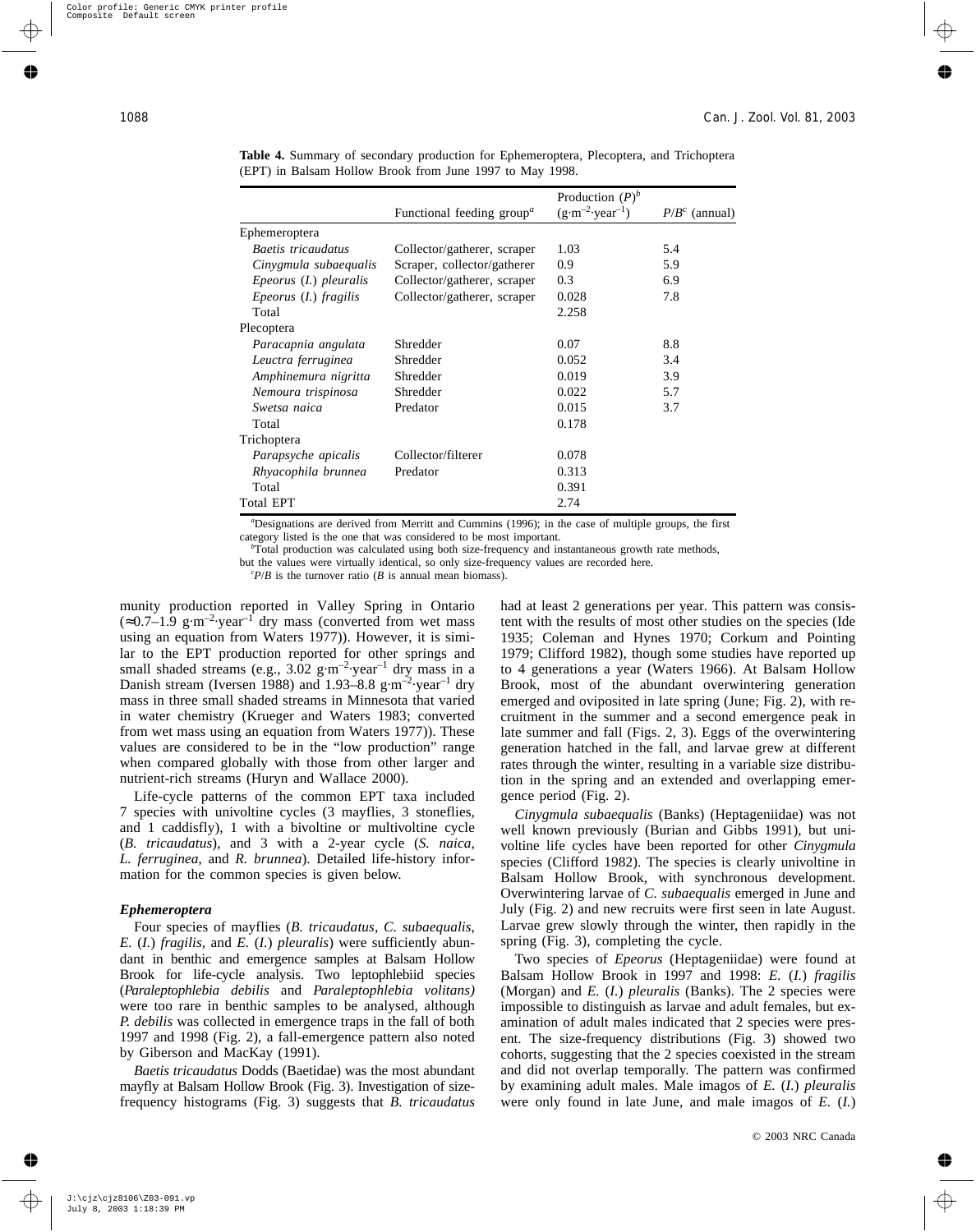**Table 4.** Summary of secondary production for Ephemeroptera, Plecoptera, and Trichoptera (EPT) in Balsam Hollow Brook from June 1997 to May 1998.

| | Functional feeding group[a] | Production $(P)$[b] $(g \cdot m^{-2} \cdot year^{-1})$ | $P/B$[c] (annual) |
|---|---|---|---|
| Ephemeroptera | | | |
| *Baetis tricaudatus* | Collector/gatherer, scraper | 1.03 | 5.4 |
| *Cinygmula subaequalis* | Scraper, collector/gatherer | 0.9 | 5.9 |
| *Epeorus* (*I.*) *pleuralis* | Collector/gatherer, scraper | 0.3 | 6.9 |
| *Epeorus* (*I.*) *fragilis* | Collector/gatherer, scraper | 0.028 | 7.8 |
| Total | | 2.258 | |
| Plecoptera | | | |
| *Paracapnia angulata* | Shredder | 0.07 | 8.8 |
| *Leuctra ferruginea* | Shredder | 0.052 | 3.4 |
| *Amphinemura nigritta* | Shredder | 0.019 | 3.9 |
| *Nemoura trispinosa* | Shredder | 0.022 | 5.7 |
| *Swetsa naica* | Predator | 0.015 | 3.7 |
| Total | | 0.178 | |
| Trichoptera | | | |
| *Parapsyche apicalis* | Collector/filterer | 0.078 | |
| *Rhyacophila brunnea* | Predator | 0.313 | |
| Total | | 0.391 | |
| Total EPT | | 2.74 | |

[a]Designations are derived from Merritt and Cummins (1996); in the case of multiple groups, the first category listed is the one that was considered to be most important.

[b]Total production was calculated using both size-frequency and instantaneous growth rate methods, but the values were virtually identical, so only size-frequency values are recorded here.

[c]$P/B$ is the turnover ratio ($B$ is annual mean biomass).

munity production reported in Valley Spring in Ontario ($\approx$0.7–1.9 $g \cdot m^{-2} \cdot year^{-1}$ dry mass (converted from wet mass using an equation from Waters 1977)). However, it is similar to the EPT production reported for other springs and small shaded streams (e.g., 3.02 $g \cdot m^{-2} \cdot year^{-1}$ dry mass in a Danish stream (Iversen 1988) and 1.93–8.8 $g \cdot m^{-2} \cdot year^{-1}$ dry mass in three small shaded streams in Minnesota that varied in water chemistry (Krueger and Waters 1983; converted from wet mass using an equation from Waters 1977)). These values are considered to be in the "low production" range when compared globally with those from other larger and nutrient-rich streams (Huryn and Wallace 2000).

Life-cycle patterns of the common EPT taxa included 7 species with univoltine cycles (3 mayflies, 3 stoneflies, and 1 caddisfly), 1 with a bivoltine or multivoltine cycle (*B. tricaudatus*), and 3 with a 2-year cycle (*S. naica*, *L. ferruginea*, and *R. brunnea*). Detailed life-history information for the common species is given below.

### *Ephemeroptera*

Four species of mayflies (*B. tricaudatus*, *C. subaequalis*, *E.* (*I.*) *fragilis*, and *E.* (*I.*) *pleuralis*) were sufficiently abundant in benthic and emergence samples at Balsam Hollow Brook for life-cycle analysis. Two leptophlebiid species (*Paraleptophlebia debilis* and *Paraleptophlebia volitans)* were too rare in benthic samples to be analysed, although *P. debilis* was collected in emergence traps in the fall of both 1997 and 1998 (Fig. 2), a fall-emergence pattern also noted by Giberson and MacKay (1991).

*Baetis tricaudatus* Dodds (Baetidae) was the most abundant mayfly at Balsam Hollow Brook (Fig. 3). Investigation of size-frequency histograms (Fig. 3) suggests that *B. tricaudatus* had at least 2 generations per year. This pattern was consistent with the results of most other studies on the species (Ide 1935; Coleman and Hynes 1970; Corkum and Pointing 1979; Clifford 1982), though some studies have reported up to 4 generations a year (Waters 1966). At Balsam Hollow Brook, most of the abundant overwintering generation emerged and oviposited in late spring (June; Fig. 2), with recruitment in the summer and a second emergence peak in late summer and fall (Figs. 2, 3). Eggs of the overwintering generation hatched in the fall, and larvae grew at different rates through the winter, resulting in a variable size distribution in the spring and an extended and overlapping emergence period (Fig. 2).

*Cinygmula subaequalis* (Banks) (Heptageniidae) was not well known previously (Burian and Gibbs 1991), but univoltine life cycles have been reported for other *Cinygmula* species (Clifford 1982). The species is clearly univoltine in Balsam Hollow Brook, with synchronous development. Overwintering larvae of *C. subaequalis* emerged in June and July (Fig. 2) and new recruits were first seen in late August. Larvae grew slowly through the winter, then rapidly in the spring (Fig. 3), completing the cycle.

Two species of *Epeorus* (Heptageniidae) were found at Balsam Hollow Brook in 1997 and 1998: *E.* (*I.*) *fragilis* (Morgan) and *E.* (*I.*) *pleuralis* (Banks). The 2 species were impossible to distinguish as larvae and adult females, but examination of adult males indicated that 2 species were present. The size-frequency distributions (Fig. 3) showed two cohorts, suggesting that the 2 species coexisted in the stream and did not overlap temporally. The pattern was confirmed by examining adult males. Male imagos of *E.* (*I.*) *pleuralis* were only found in late June, and male imagos of *E.* (*I.*)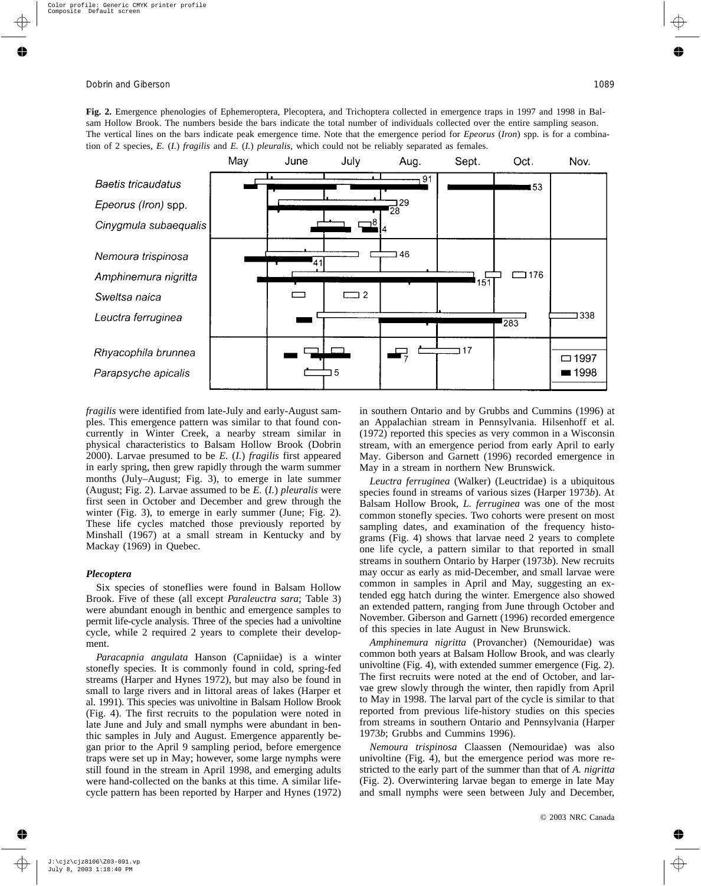**Fig. 2.** Emergence phenologies of Ephemeroptera, Plecoptera, and Trichoptera collected in emergence traps in 1997 and 1998 in Balsam Hollow Brook. The numbers beside the bars indicate the total number of individuals collected over the entire sampling season. The vertical lines on the bars indicate peak emergence time. Note that the emergence period for *Epeorus* (*Iron*) spp. is for a combination of 2 species, *E.* (*I.*) *fragilis* and *E.* (*I.*) *pleuralis*, which could not be reliably separated as females.

May June July Aug. Sept. Oct. Nov.

Baetis tricaudatus 91 53

Epeorus (Iron) spp. 29 28

Cinygmula subaequalis 8 4

Nemoura trispinosa 41 46

Amphinemura nigritta 151 176

Sweltsa naica 2

Leuctra ferruginea 283 338

Rhyacophila brunnea 7 17

Parapsyche apicalis 5

1997

1998

*fragilis* were identified from late-July and early-August samples. This emergence pattern was similar to that found concurrently in Winter Creek, a nearby stream similar in physical characteristics to Balsam Hollow Brook (Dobrin 2000). Larvae presumed to be *E.* (*I.*) *fragilis* first appeared in early spring, then grew rapidly through the warm summer months (July–August; Fig. 3), to emerge in late summer (August; Fig. 2). Larvae assumed to be *E.* (*I.*) *pleuralis* were first seen in October and December and grew through the winter (Fig. 3), to emerge in early summer (June; Fig. 2). These life cycles matched those previously reported by Minshall (1967) at a small stream in Kentucky and by Mackay (1969) in Quebec.

### *Plecoptera*

Six species of stoneflies were found in Balsam Hollow Brook. Five of these (all except *Paraleuctra sara*; Table 3) were abundant enough in benthic and emergence samples to permit life-cycle analysis. Three of the species had a univoltine cycle, while 2 required 2 years to complete their development.

*Paracapnia angulata* Hanson (Capniidae) is a winter stonefly species. It is commonly found in cold, spring-fed streams (Harper and Hynes 1972), but may also be found in small to large rivers and in littoral areas of lakes (Harper et al. 1991). This species was univoltine in Balsam Hollow Brook (Fig. 4). The first recruits to the population were noted in late June and July and small nymphs were abundant in benthic samples in July and August. Emergence apparently began prior to the April 9 sampling period, before emergence traps were set up in May; however, some large nymphs were still found in the stream in April 1998, and emerging adults were hand-collected on the banks at this time. A similar life-cycle pattern has been reported by Harper and Hynes (1972) in southern Ontario and by Grubbs and Cummins (1996) at an Appalachian stream in Pennsylvania. Hilsenhoff et al. (1972) reported this species as very common in a Wisconsin stream, with an emergence period from early April to early May. Giberson and Garnett (1996) recorded emergence in May in a stream in northern New Brunswick.

*Leuctra ferruginea* (Walker) (Leuctridae) is a ubiquitous species found in streams of various sizes (Harper 1973*b*). At Balsam Hollow Brook, *L. ferruginea* was one of the most common stonefly species. Two cohorts were present on most sampling dates, and examination of the frequency histograms (Fig. 4) shows that larvae need 2 years to complete one life cycle, a pattern similar to that reported in small streams in southern Ontario by Harper (1973*b*). New recruits may occur as early as mid-December, and small larvae were common in samples in April and May, suggesting an extended egg hatch during the winter. Emergence also showed an extended pattern, ranging from June through October and November. Giberson and Garnett (1996) recorded emergence of this species in late August in New Brunswick.

*Amphinemura nigritta* (Provancher) (Nemouridae) was common both years at Balsam Hollow Brook, and was clearly univoltine (Fig. 4), with extended summer emergence (Fig. 2). The first recruits were noted at the end of October, and larvae grew slowly through the winter, then rapidly from April to May in 1998. The larval part of the cycle is similar to that reported from previous life-history studies on this species from streams in southern Ontario and Pennsylvania (Harper 1973*b*; Grubbs and Cummins 1996).

*Nemoura trispinosa* Claassen (Nemouridae) was also univoltine (Fig. 4), but the emergence period was more restricted to the early part of the summer than that of *A. nigritta* (Fig. 2). Overwintering larvae began to emerge in late May and small nymphs were seen between July and December,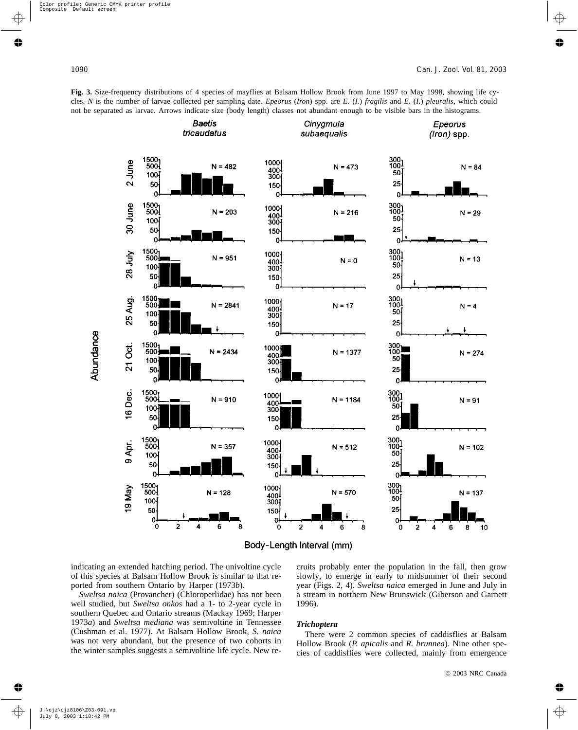**Fig. 3.** Size-frequency distributions of 4 species of mayflies at Balsam Hollow Brook from June 1997 to May 1998, showing life cycles. *N* is the number of larvae collected per sampling date. *Epeorus* (*Iron*) spp. are *E.* (*I.*) *fragilis* and *E.* (*I.*) *pleuralis*, which could not be separated as larvae. Arrows indicate size (body length) classes not abundant enough to be visible bars in the histograms.

Baetis tricaudatus
Cinygmula subaequalis
Epeorus (Iron) spp.

2 June: N = 482; N = 473; N = 84
30 June: N = 203; N = 216; N = 29
28 July: N = 951; N = 0; N = 13
25 Aug.: N = 2841; N = 17; N = 4
21 Oct.: N = 2434; N = 1377; N = 274
16 Dec.: N = 910; N = 1184; N = 91
9 Apr.: N = 357; N = 512; N = 102
19 May: N = 128; N = 570; N = 137

Abundance

Body-Length Interval (mm)

indicating an extended hatching period. The univoltine cycle of this species at Balsam Hollow Brook is similar to that reported from southern Ontario by Harper (1973*b*).

*Sweltsa naica* (Provancher) (Chloroperlidae) has not been well studied, but *Sweltsa onkos* had a 1- to 2-year cycle in southern Quebec and Ontario streams (Mackay 1969; Harper 1973*a*) and *Sweltsa mediana* was semivoltine in Tennessee (Cushman et al. 1977). At Balsam Hollow Brook, *S. naica* was not very abundant, but the presence of two cohorts in the winter samples suggests a semivoltine life cycle. New recruits probably enter the population in the fall, then grow slowly, to emerge in early to midsummer of their second year (Figs. 2, 4). *Sweltsa naica* emerged in June and July in a stream in northern New Brunswick (Giberson and Garnett 1996).

### *Trichoptera*

There were 2 common species of caddisflies at Balsam Hollow Brook (*P. apicalis* and *R. brunnea*). Nine other species of caddisflies were collected, mainly from emergence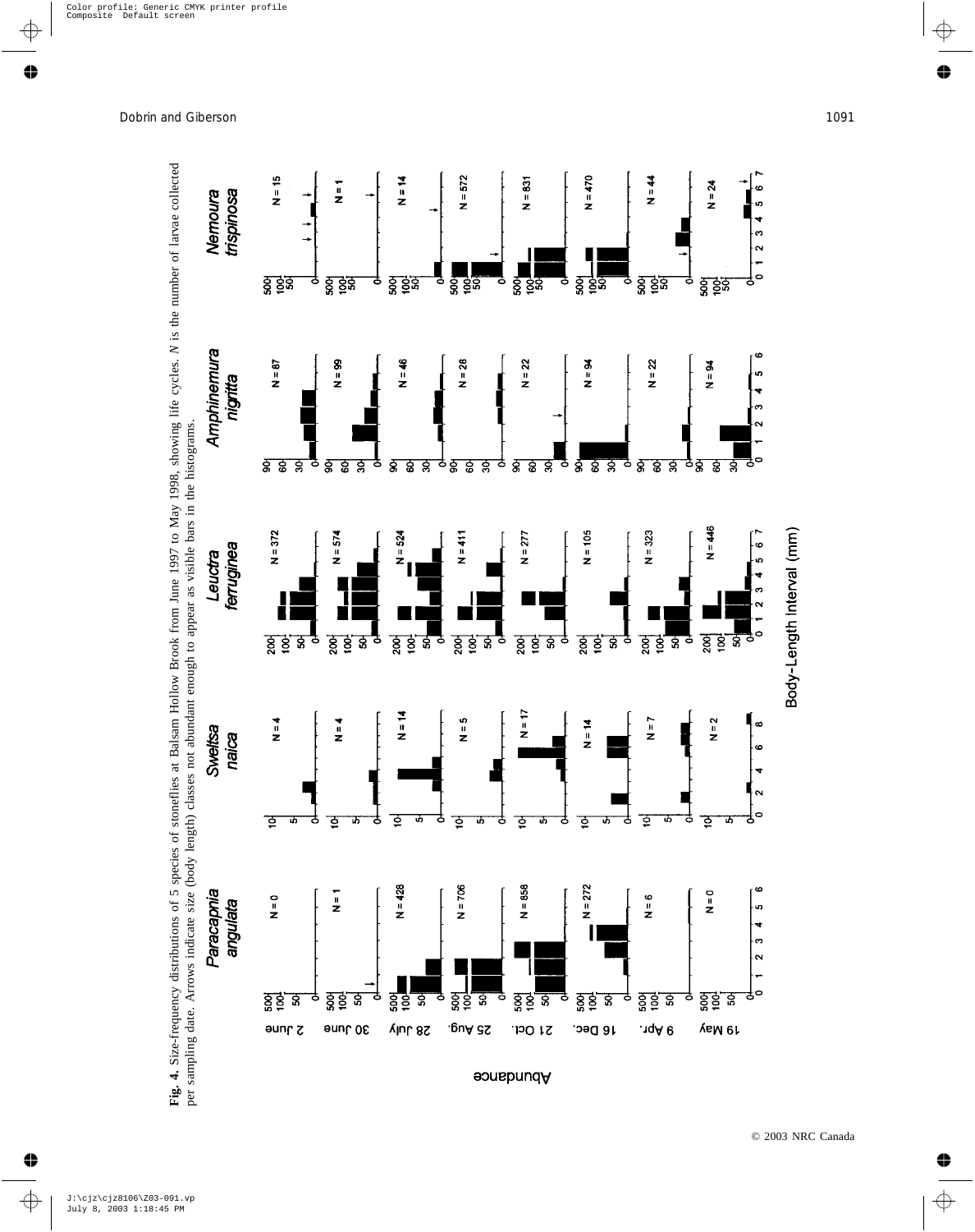**Fig. 4.** Size-frequency distributions of 5 species of stoneflies at Balsam Hollow Brook from June 1997 to May 1998, showing life cycles. *N* is the number of larvae collected per sampling date. Arrows indicate size (body length) classes not abundant enough to appear as visible bars in the histograms.

*Paracapnia angulata*

*Sweltsa naica*

*Leuctra ferruginea*

*Amphinemura nigritta*

*Nemoura trispinosa*

2 June: N = 0, N = 4, N = 372, N = 87, N = 15

30 June: N = 1, N = 4, N = 574, N = 99, N = 1

28 July: N = 428, N = 14, N = 524, N = 46, N = 14

25 Aug.: N = 706, N = 5, N = 411, N = 28, N = 572

21 Oct.: N = 858, N = 17, N = 277, N = 22, N = 831

16 Dec.: N = 272, N = 14, N = 105, N = 94, N = 470

9 Apr.: N = 6, N = 7, N = 323, N = 22, N = 44

19 May: N = 0, N = 2, N = 446, N = 94, N = 24

Abundance

Body-Length Interval (mm)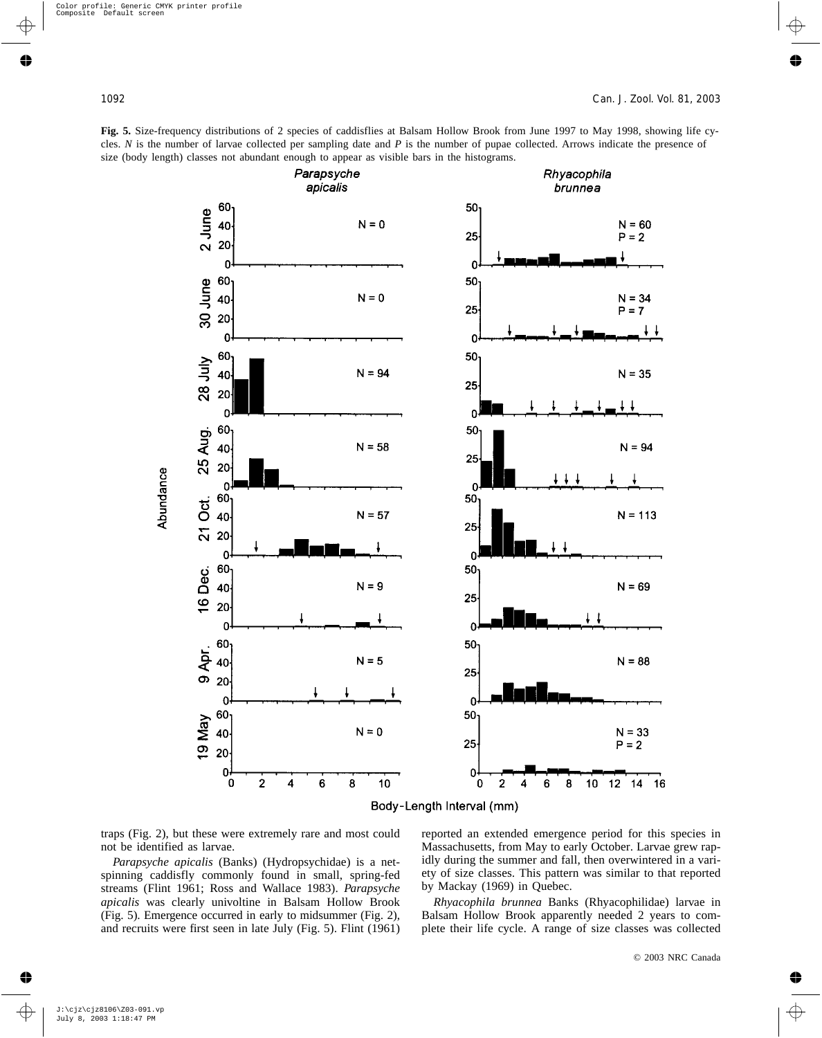**Fig. 5.** Size-frequency distributions of 2 species of caddisflies at Balsam Hollow Brook from June 1997 to May 1998, showing life cycles. *N* is the number of larvae collected per sampling date and *P* is the number of pupae collected. Arrows indicate the presence of size (body length) classes not abundant enough to appear as visible bars in the histograms.

*Parapsyche apicalis*

*Rhyacophila brunnea*

2 June: N = 0 | N = 60, P = 2

30 June: N = 0 | N = 34, P = 7

28 July: N = 94 | N = 35

25 Aug.: N = 58 | N = 94

21 Oct.: N = 57 | N = 113

16 Dec.: N = 9 | N = 69

9 Apr.: N = 5 | N = 88

19 May: N = 0 | N = 33, P = 2

Abundance

Body-Length Interval (mm)

traps (Fig. 2), but these were extremely rare and most could not be identified as larvae.

*Parapsyche apicalis* (Banks) (Hydropsychidae) is a net-spinning caddisfly commonly found in small, spring-fed streams (Flint 1961; Ross and Wallace 1983). *Parapsyche apicalis* was clearly univoltine in Balsam Hollow Brook (Fig. 5). Emergence occurred in early to midsummer (Fig. 2), and recruits were first seen in late July (Fig. 5). Flint (1961) reported an extended emergence period for this species in Massachusetts, from May to early October. Larvae grew rapidly during the summer and fall, then overwintered in a variety of size classes. This pattern was similar to that reported by Mackay (1969) in Quebec.

*Rhyacophila brunnea* Banks (Rhyacophilidae) larvae in Balsam Hollow Brook apparently needed 2 years to complete their life cycle. A range of size classes was collected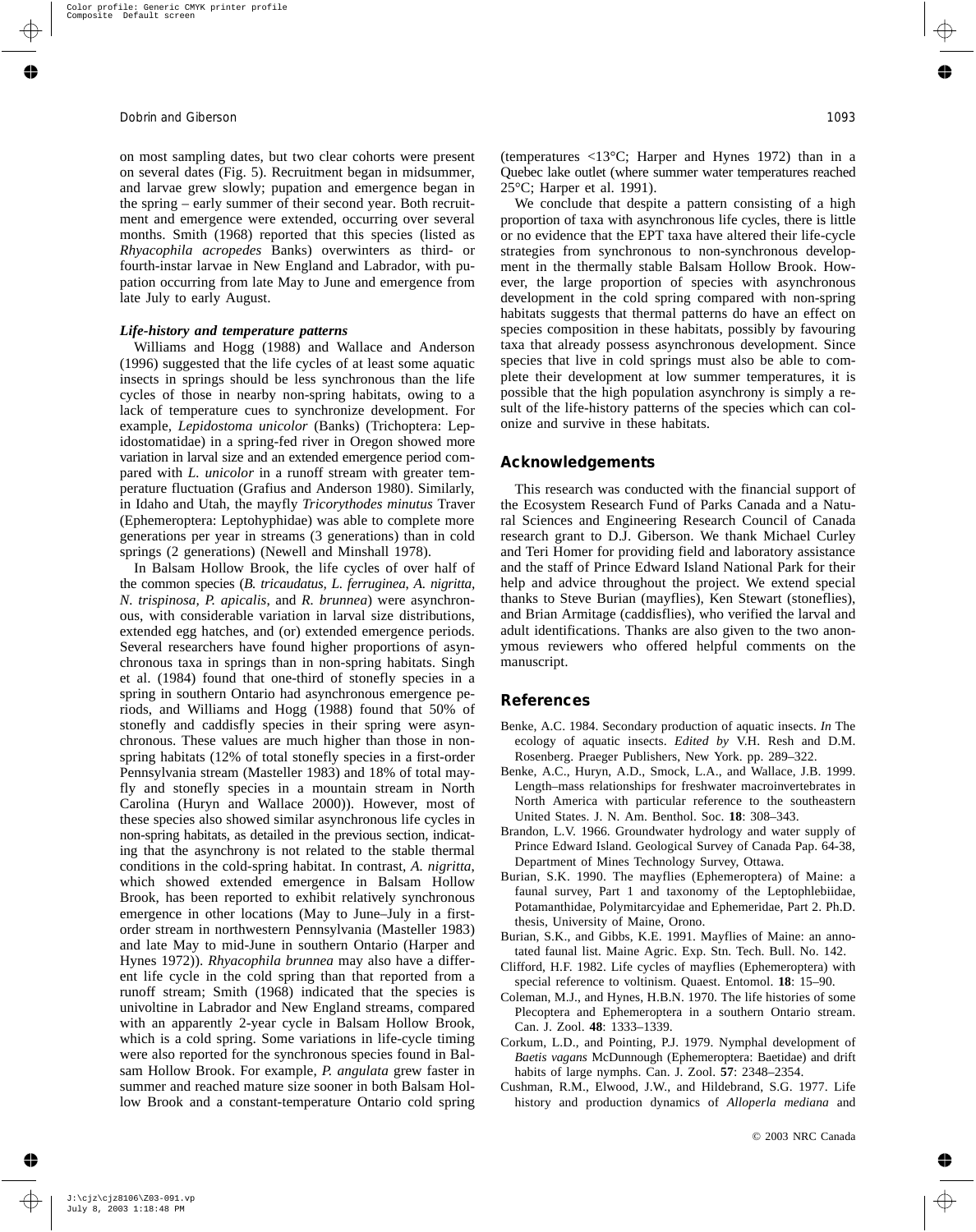on most sampling dates, but two clear cohorts were present on several dates (Fig. 5). Recruitment began in midsummer, and larvae grew slowly; pupation and emergence began in the spring – early summer of their second year. Both recruitment and emergence were extended, occurring over several months. Smith (1968) reported that this species (listed as *Rhyacophila acropedes* Banks) overwinters as third- or fourth-instar larvae in New England and Labrador, with pupation occurring from late May to June and emergence from late July to early August.

### *Life-history and temperature patterns*

Williams and Hogg (1988) and Wallace and Anderson (1996) suggested that the life cycles of at least some aquatic insects in springs should be less synchronous than the life cycles of those in nearby non-spring habitats, owing to a lack of temperature cues to synchronize development. For example, *Lepidostoma unicolor* (Banks) (Trichoptera: Lepidostomatidae) in a spring-fed river in Oregon showed more variation in larval size and an extended emergence period compared with *L. unicolor* in a runoff stream with greater temperature fluctuation (Grafius and Anderson 1980). Similarly, in Idaho and Utah, the mayfly *Tricorythodes minutus* Traver (Ephemeroptera: Leptohyphidae) was able to complete more generations per year in streams (3 generations) than in cold springs (2 generations) (Newell and Minshall 1978).

In Balsam Hollow Brook, the life cycles of over half of the common species (*B. tricaudatus*, *L. ferruginea*, *A. nigritta*, *N. trispinosa*, *P. apicalis*, and *R. brunnea*) were asynchronous, with considerable variation in larval size distributions, extended egg hatches, and (or) extended emergence periods. Several researchers have found higher proportions of asynchronous taxa in springs than in non-spring habitats. Singh et al. (1984) found that one-third of stonefly species in a spring in southern Ontario had asynchronous emergence periods, and Williams and Hogg (1988) found that 50% of stonefly and caddisfly species in their spring were asynchronous. These values are much higher than those in non-spring habitats (12% of total stonefly species in a first-order Pennsylvania stream (Masteller 1983) and 18% of total mayfly and stonefly species in a mountain stream in North Carolina (Huryn and Wallace 2000)). However, most of these species also showed similar asynchronous life cycles in non-spring habitats, as detailed in the previous section, indicating that the asynchrony is not related to the stable thermal conditions in the cold-spring habitat. In contrast, *A. nigritta*, which showed extended emergence in Balsam Hollow Brook, has been reported to exhibit relatively synchronous emergence in other locations (May to June–July in a first-order stream in northwestern Pennsylvania (Masteller 1983) and late May to mid-June in southern Ontario (Harper and Hynes 1972)). *Rhyacophila brunnea* may also have a different life cycle in the cold spring than that reported from a runoff stream; Smith (1968) indicated that the species is univoltine in Labrador and New England streams, compared with an apparently 2-year cycle in Balsam Hollow Brook, which is a cold spring. Some variations in life-cycle timing were also reported for the synchronous species found in Balsam Hollow Brook. For example, *P. angulata* grew faster in summer and reached mature size sooner in both Balsam Hollow Brook and a constant-temperature Ontario cold spring (temperatures <13°C; Harper and Hynes 1972) than in a Quebec lake outlet (where summer water temperatures reached 25°C; Harper et al. 1991).

We conclude that despite a pattern consisting of a high proportion of taxa with asynchronous life cycles, there is little or no evidence that the EPT taxa have altered their life-cycle strategies from synchronous to non-synchronous development in the thermally stable Balsam Hollow Brook. However, the large proportion of species with asynchronous development in the cold spring compared with non-spring habitats suggests that thermal patterns do have an effect on species composition in these habitats, possibly by favouring taxa that already possess asynchronous development. Since species that live in cold springs must also be able to complete their development at low summer temperatures, it is possible that the high population asynchrony is simply a result of the life-history patterns of the species which can colonize and survive in these habitats.

## Acknowledgements

This research was conducted with the financial support of the Ecosystem Research Fund of Parks Canada and a Natural Sciences and Engineering Research Council of Canada research grant to D.J. Giberson. We thank Michael Curley and Teri Homer for providing field and laboratory assistance and the staff of Prince Edward Island National Park for their help and advice throughout the project. We extend special thanks to Steve Burian (mayflies), Ken Stewart (stoneflies), and Brian Armitage (caddisflies), who verified the larval and adult identifications. Thanks are also given to the two anonymous reviewers who offered helpful comments on the manuscript.

## References

Benke, A.C. 1984. Secondary production of aquatic insects. *In* The ecology of aquatic insects. *Edited by* V.H. Resh and D.M. Rosenberg. Praeger Publishers, New York. pp. 289–322.

Benke, A.C., Huryn, A.D., Smock, L.A., and Wallace, J.B. 1999. Length–mass relationships for freshwater macroinvertebrates in North America with particular reference to the southeastern United States. J. N. Am. Benthol. Soc. **18**: 308–343.

Brandon, L.V. 1966. Groundwater hydrology and water supply of Prince Edward Island. Geological Survey of Canada Pap. 64-38, Department of Mines Technology Survey, Ottawa.

Burian, S.K. 1990. The mayflies (Ephemeroptera) of Maine: a faunal survey, Part 1 and taxonomy of the Leptophlebiidae, Potamanthidae, Polymitarcyidae and Ephemeridae, Part 2. Ph.D. thesis, University of Maine, Orono.

Burian, S.K., and Gibbs, K.E. 1991. Mayflies of Maine: an annotated faunal list. Maine Agric. Exp. Stn. Tech. Bull. No. 142.

Clifford, H.F. 1982. Life cycles of mayflies (Ephemeroptera) with special reference to voltinism. Quaest. Entomol. **18**: 15–90.

Coleman, M.J., and Hynes, H.B.N. 1970. The life histories of some Plecoptera and Ephemeroptera in a southern Ontario stream. Can. J. Zool. **48**: 1333–1339.

Corkum, L.D., and Pointing, P.J. 1979. Nymphal development of *Baetis vagans* McDunnough (Ephemeroptera: Baetidae) and drift habits of large nymphs. Can. J. Zool. **57**: 2348–2354.

Cushman, R.M., Elwood, J.W., and Hildebrand, S.G. 1977. Life history and production dynamics of *Alloperla mediana* and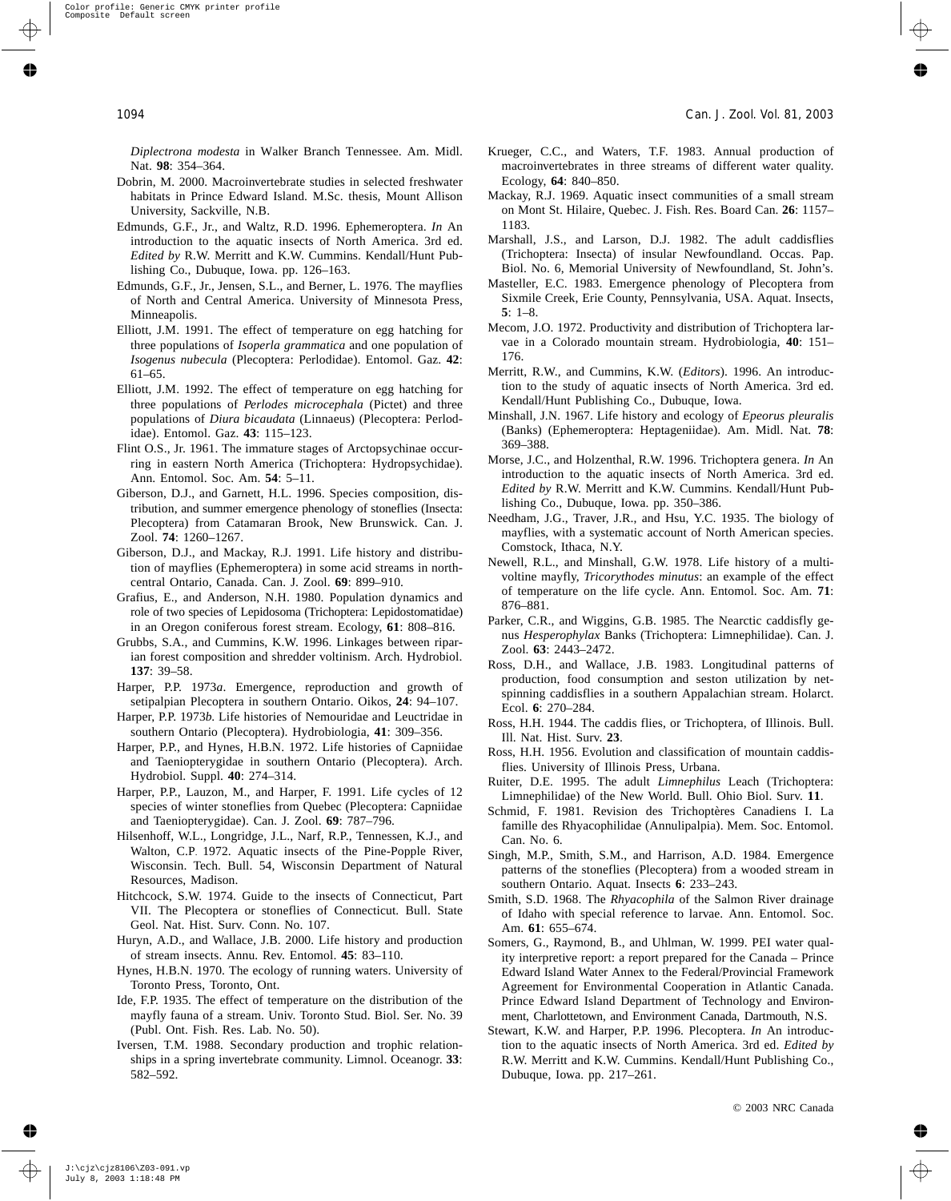*Diplectrona modesta* in Walker Branch Tennessee. Am. Midl. Nat. **98**: 354–364.

Dobrin, M. 2000. Macroinvertebrate studies in selected freshwater habitats in Prince Edward Island. M.Sc. thesis, Mount Allison University, Sackville, N.B.

Edmunds, G.F., Jr., and Waltz, R.D. 1996. Ephemeroptera. *In* An introduction to the aquatic insects of North America. 3rd ed. *Edited by* R.W. Merritt and K.W. Cummins. Kendall/Hunt Publishing Co., Dubuque, Iowa. pp. 126–163.

Edmunds, G.F., Jr., Jensen, S.L., and Berner, L. 1976. The mayflies of North and Central America. University of Minnesota Press, Minneapolis.

Elliott, J.M. 1991. The effect of temperature on egg hatching for three populations of *Isoperla grammatica* and one population of *Isogenus nubecula* (Plecoptera: Perlodidae). Entomol. Gaz. **42**: 61–65.

Elliott, J.M. 1992. The effect of temperature on egg hatching for three populations of *Perlodes microcephala* (Pictet) and three populations of *Diura bicaudata* (Linnaeus) (Plecoptera: Perlodidae). Entomol. Gaz. **43**: 115–123.

Flint O.S., Jr. 1961. The immature stages of Arctopsychinae occurring in eastern North America (Trichoptera: Hydropsychidae). Ann. Entomol. Soc. Am. **54**: 5–11.

Giberson, D.J., and Garnett, H.L. 1996. Species composition, distribution, and summer emergence phenology of stoneflies (Insecta: Plecoptera) from Catamaran Brook, New Brunswick. Can. J. Zool. **74**: 1260–1267.

Giberson, D.J., and Mackay, R.J. 1991. Life history and distribution of mayflies (Ephemeroptera) in some acid streams in north-central Ontario, Canada. Can. J. Zool. **69**: 899–910.

Grafius, E., and Anderson, N.H. 1980. Population dynamics and role of two species of Lepidosoma (Trichoptera: Lepidostomatidae) in an Oregon coniferous forest stream. Ecology, **61**: 808–816.

Grubbs, S.A., and Cummins, K.W. 1996. Linkages between riparian forest composition and shredder voltinism. Arch. Hydrobiol. **137**: 39–58.

Harper, P.P. 1973*a*. Emergence, reproduction and growth of setipalpian Plecoptera in southern Ontario. Oikos, **24**: 94–107.

Harper, P.P. 1973*b*. Life histories of Nemouridae and Leuctridae in southern Ontario (Plecoptera). Hydrobiologia, **41**: 309–356.

Harper, P.P., and Hynes, H.B.N. 1972. Life histories of Capniidae and Taeniopterygidae in southern Ontario (Plecoptera). Arch. Hydrobiol. Suppl. **40**: 274–314.

Harper, P.P., Lauzon, M., and Harper, F. 1991. Life cycles of 12 species of winter stoneflies from Quebec (Plecoptera: Capniidae and Taeniopterygidae). Can. J. Zool. **69**: 787–796.

Hilsenhoff, W.L., Longridge, J.L., Narf, R.P., Tennessen, K.J., and Walton, C.P. 1972. Aquatic insects of the Pine-Popple River, Wisconsin. Tech. Bull. 54, Wisconsin Department of Natural Resources, Madison.

Hitchcock, S.W. 1974. Guide to the insects of Connecticut, Part VII. The Plecoptera or stoneflies of Connecticut. Bull. State Geol. Nat. Hist. Surv. Conn. No. 107.

Huryn, A.D., and Wallace, J.B. 2000. Life history and production of stream insects. Annu. Rev. Entomol. **45**: 83–110.

Hynes, H.B.N. 1970. The ecology of running waters. University of Toronto Press, Toronto, Ont.

Ide, F.P. 1935. The effect of temperature on the distribution of the mayfly fauna of a stream. Univ. Toronto Stud. Biol. Ser. No. 39 (Publ. Ont. Fish. Res. Lab. No. 50).

Iversen, T.M. 1988. Secondary production and trophic relationships in a spring invertebrate community. Limnol. Oceanogr. **33**: 582–592.

Krueger, C.C., and Waters, T.F. 1983. Annual production of macroinvertebrates in three streams of different water quality. Ecology, **64**: 840–850.

Mackay, R.J. 1969. Aquatic insect communities of a small stream on Mont St. Hilaire, Quebec. J. Fish. Res. Board Can. **26**: 1157–1183.

Marshall, J.S., and Larson, D.J. 1982. The adult caddisflies (Trichoptera: Insecta) of insular Newfoundland. Occas. Pap. Biol. No. 6, Memorial University of Newfoundland, St. John's.

Masteller, E.C. 1983. Emergence phenology of Plecoptera from Sixmile Creek, Erie County, Pennsylvania, USA. Aquat. Insects, **5**: 1–8.

Mecom, J.O. 1972. Productivity and distribution of Trichoptera larvae in a Colorado mountain stream. Hydrobiologia, **40**: 151–176.

Merritt, R.W., and Cummins, K.W. (*Editors*). 1996. An introduction to the study of aquatic insects of North America. 3rd ed. Kendall/Hunt Publishing Co., Dubuque, Iowa.

Minshall, J.N. 1967. Life history and ecology of *Epeorus pleuralis* (Banks) (Ephemeroptera: Heptageniidae). Am. Midl. Nat. **78**: 369–388.

Morse, J.C., and Holzenthal, R.W. 1996. Trichoptera genera. *In* An introduction to the aquatic insects of North America. 3rd ed. *Edited by* R.W. Merritt and K.W. Cummins. Kendall/Hunt Publishing Co., Dubuque, Iowa. pp. 350–386.

Needham, J.G., Traver, J.R., and Hsu, Y.C. 1935. The biology of mayflies, with a systematic account of North American species. Comstock, Ithaca, N.Y.

Newell, R.L., and Minshall, G.W. 1978. Life history of a multivoltine mayfly, *Tricorythodes minutus*: an example of the effect of temperature on the life cycle. Ann. Entomol. Soc. Am. **71**: 876–881.

Parker, C.R., and Wiggins, G.B. 1985. The Nearctic caddisfly genus *Hesperophylax* Banks (Trichoptera: Limnephilidae). Can. J. Zool. **63**: 2443–2472.

Ross, D.H., and Wallace, J.B. 1983. Longitudinal patterns of production, food consumption and seston utilization by net-spinning caddisflies in a southern Appalachian stream. Holarct. Ecol. **6**: 270–284.

Ross, H.H. 1944. The caddis flies, or Trichoptera, of Illinois. Bull. Ill. Nat. Hist. Surv. **23**.

Ross, H.H. 1956. Evolution and classification of mountain caddisflies. University of Illinois Press, Urbana.

Ruiter, D.E. 1995. The adult *Limnephilus* Leach (Trichoptera: Limnephilidae) of the New World. Bull. Ohio Biol. Surv. **11**.

Schmid, F. 1981. Revision des Trichoptères Canadiens I. La famille des Rhyacophilidae (Annulipalpia). Mem. Soc. Entomol. Can. No. 6.

Singh, M.P., Smith, S.M., and Harrison, A.D. 1984. Emergence patterns of the stoneflies (Plecoptera) from a wooded stream in southern Ontario. Aquat. Insects **6**: 233–243.

Smith, S.D. 1968. The *Rhyacophila* of the Salmon River drainage of Idaho with special reference to larvae. Ann. Entomol. Soc. Am. **61**: 655–674.

Somers, G., Raymond, B., and Uhlman, W. 1999. PEI water quality interpretive report: a report prepared for the Canada – Prince Edward Island Water Annex to the Federal/Provincial Framework Agreement for Environmental Cooperation in Atlantic Canada. Prince Edward Island Department of Technology and Environment, Charlottetown, and Environment Canada, Dartmouth, N.S.

Stewart, K.W. and Harper, P.P. 1996. Plecoptera. *In* An introduction to the aquatic insects of North America. 3rd ed. *Edited by* R.W. Merritt and K.W. Cummins. Kendall/Hunt Publishing Co., Dubuque, Iowa. pp. 217–261.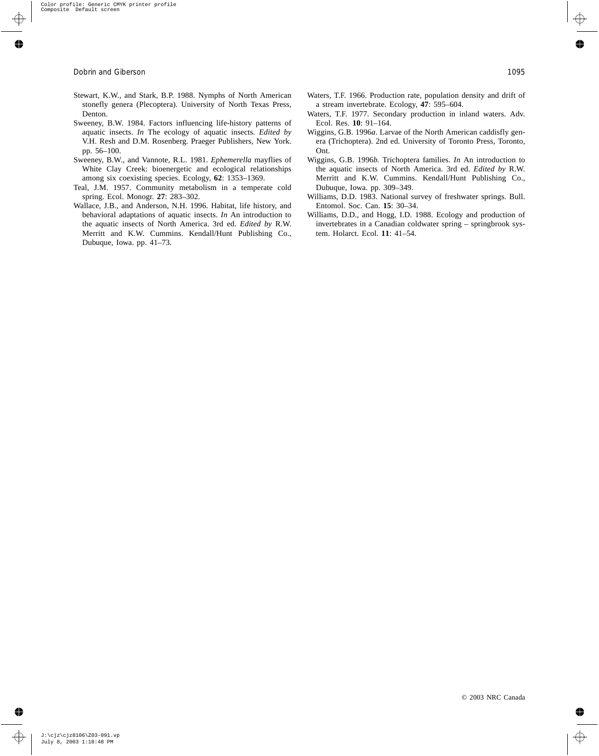Stewart, K.W., and Stark, B.P. 1988. Nymphs of North American stonefly genera (Plecoptera). University of North Texas Press, Denton.

Sweeney, B.W. 1984. Factors influencing life-history patterns of aquatic insects. *In* The ecology of aquatic insects. *Edited by* V.H. Resh and D.M. Rosenberg. Praeger Publishers, New York. pp. 56–100.

Sweeney, B.W., and Vannote, R.L. 1981. *Ephemerella* mayflies of White Clay Creek: bioenergetic and ecological relationships among six coexisting species. Ecology, **62**: 1353–1369.

Teal, J.M. 1957. Community metabolism in a temperate cold spring. Ecol. Monogr. **27**: 283–302.

Wallace, J.B., and Anderson, N.H. 1996. Habitat, life history, and behavioral adaptations of aquatic insects. *In* An introduction to the aquatic insects of North America. 3rd ed. *Edited by* R.W. Merritt and K.W. Cummins. Kendall/Hunt Publishing Co., Dubuque, Iowa. pp. 41–73.

Waters, T.F. 1966. Production rate, population density and drift of a stream invertebrate. Ecology, **47**: 595–604.

Waters, T.F. 1977. Secondary production in inland waters. Adv. Ecol. Res. **10**: 91–164.

Wiggins, G.B. 1996*a*. Larvae of the North American caddisfly genera (Trichoptera). 2nd ed. University of Toronto Press, Toronto, Ont.

Wiggins, G.B. 1996*b*. Trichoptera families. *In* An introduction to the aquatic insects of North America. 3rd ed. *Edited by* R.W. Merritt and K.W. Cummins. Kendall/Hunt Publishing Co., Dubuque, Iowa. pp. 309–349.

Williams, D.D. 1983. National survey of freshwater springs. Bull. Entomol. Soc. Can. **15**: 30–34.

Williams, D.D., and Hogg, I.D. 1988. Ecology and production of invertebrates in a Canadian coldwater spring – springbrook system. Holarct. Ecol. **11**: 41–54.